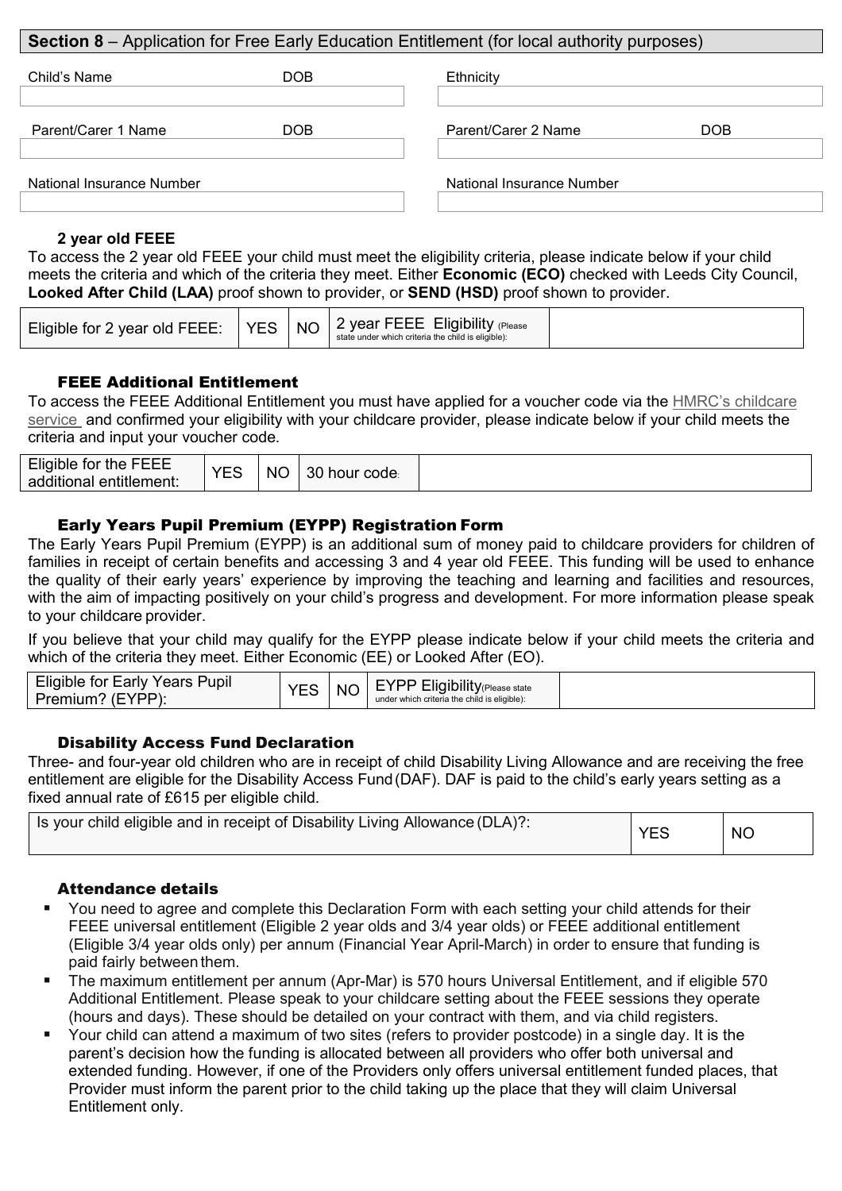## **Section 8** – Application for Free Early Education Entitlement (for local authority purposes)

| Child's Name | DOB | Ethnicity | |
|---|---|---|---|
| | | | |
| Parent/Carer 1 Name | DOB | Parent/Carer 2 Name | DOB |
| | | | |
| National Insurance Number | | National Insurance Number | |
| | | | |

### 2 year old FEEE

To access the 2 year old FEEE your child must meet the eligibility criteria, please indicate below if your child meets the criteria and which of the criteria they meet. Either **Economic (ECO)** checked with Leeds City Council, **Looked After Child (LAA)** proof shown to provider, or **SEND (HSD)** proof shown to provider.

| | | | | |
|---|---|---|---|---|
| Eligible for 2 year old FEEE: | YES | NO | 2 year FEEE Eligibility (Please state under which criteria the child is eligible): | |

### FEEE Additional Entitlement

To access the FEEE Additional Entitlement you must have applied for a voucher code via the HMRC's childcare service and confirmed your eligibility with your childcare provider, please indicate below if your child meets the criteria and input your voucher code.

| | | | | |
|---|---|---|---|---|
| Eligible for the FEEE additional entitlement: | YES | NO | 30 hour code: | |

### Early Years Pupil Premium (EYPP) Registration Form

The Early Years Pupil Premium (EYPP) is an additional sum of money paid to childcare providers for children of families in receipt of certain benefits and accessing 3 and 4 year old FEEE. This funding will be used to enhance the quality of their early years' experience by improving the teaching and learning and facilities and resources, with the aim of impacting positively on your child's progress and development. For more information please speak to your childcare provider.

If you believe that your child may qualify for the EYPP please indicate below if your child meets the criteria and which of the criteria they meet. Either Economic (EE) or Looked After (EO).

| | | | | |
|---|---|---|---|---|
| Eligible for Early Years Pupil Premium? (EYPP): | YES | NO | EYPP Eligibility(Please state under which criteria the child is eligible): | |

### Disability Access Fund Declaration

Three- and four-year old children who are in receipt of child Disability Living Allowance and are receiving the free entitlement are eligible for the Disability Access Fund (DAF). DAF is paid to the child's early years setting as a fixed annual rate of £615 per eligible child.

| | | |
|---|---|---|
| Is your child eligible and in receipt of Disability Living Allowance (DLA)?: | YES | NO |

### Attendance details

- You need to agree and complete this Declaration Form with each setting your child attends for their FEEE universal entitlement (Eligible 2 year olds and 3/4 year olds) or FEEE additional entitlement (Eligible 3/4 year olds only) per annum (Financial Year April-March) in order to ensure that funding is paid fairly between them.
- The maximum entitlement per annum (Apr-Mar) is 570 hours Universal Entitlement, and if eligible 570 Additional Entitlement. Please speak to your childcare setting about the FEEE sessions they operate (hours and days). These should be detailed on your contract with them, and via child registers.
- Your child can attend a maximum of two sites (refers to provider postcode) in a single day. It is the parent's decision how the funding is allocated between all providers who offer both universal and extended funding. However, if one of the Providers only offers universal entitlement funded places, that Provider must inform the parent prior to the child taking up the place that they will claim Universal Entitlement only.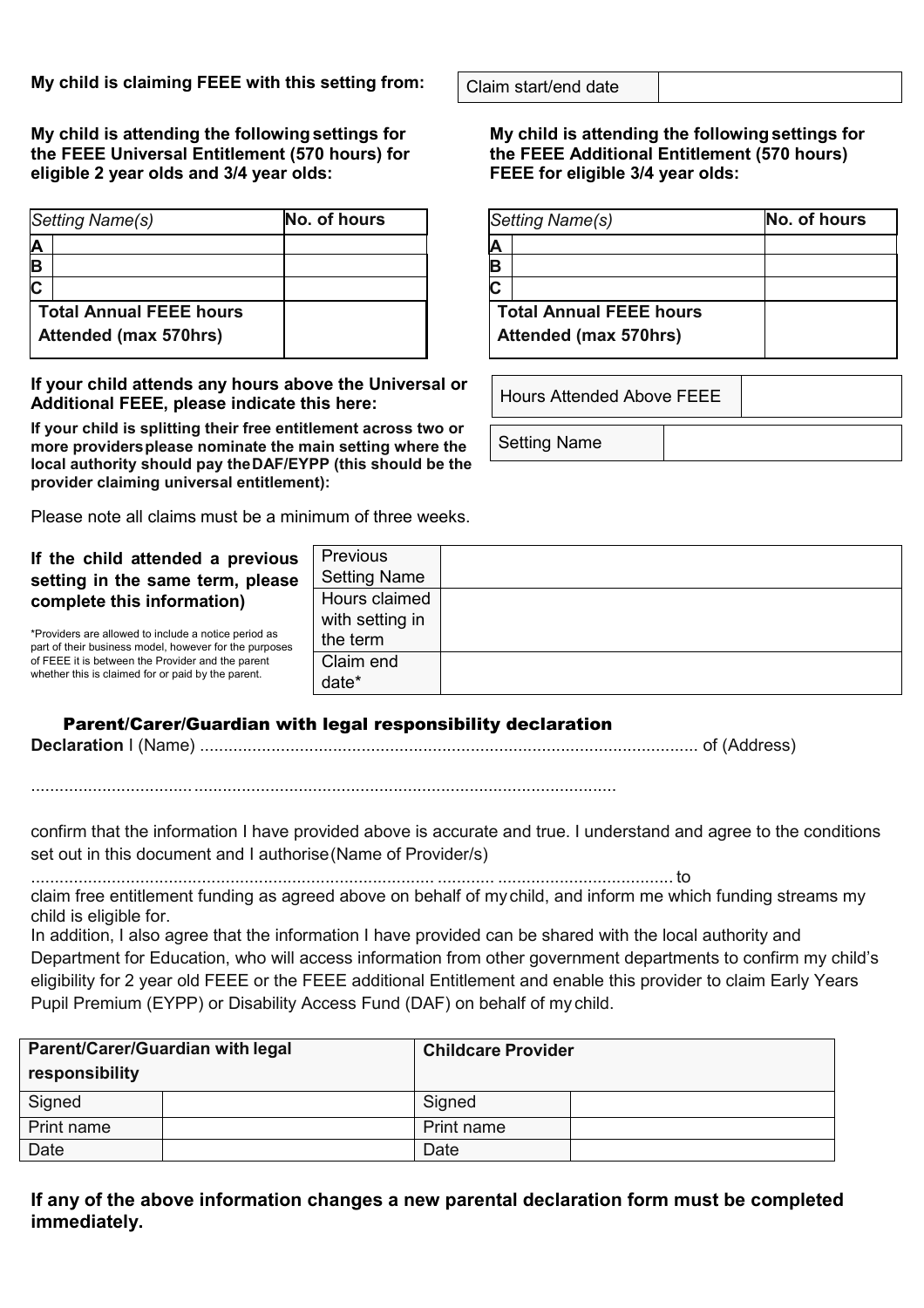**My child is claiming FEEE with this setting from:**

| | |
|---|---|
| Claim start/end date | |

**My child is attending the following settings for the FEEE Universal Entitlement (570 hours) for eligible 2 year olds and 3/4 year olds:**

| *Setting Name(s)* | | **No. of hours** |
|---|---|---|
| **A** | | |
| **B** | | |
| **C** | | |
| **Total Annual FEEE hours Attended (max 570hrs)** | | |

**My child is attending the following settings for the FEEE Additional Entitlement (570 hours) FEEE for eligible 3/4 year olds:**

| *Setting Name(s)* | | **No. of hours** |
|---|---|---|
| **A** | | |
| **B** | | |
| **C** | | |
| **Total Annual FEEE hours Attended (max 570hrs)** | | |

**If your child attends any hours above the Universal or Additional FEEE, please indicate this here:**

| | |
|---|---|
| Hours Attended Above FEEE | |

**If your child is splitting their free entitlement across two or more providers please nominate the main setting where the local authority should pay the DAF/EYPP (this should be the provider claiming universal entitlement):**

| | |
|---|---|
| Setting Name | |

Please note all claims must be a minimum of three weeks.

**If the child attended a previous setting in the same term, please complete this information)**

*Providers are allowed to include a notice period as part of their business model, however for the purposes of FEEE it is between the Provider and the parent whether this is claimed for or paid by the parent.

| | |
|---|---|
| Previous Setting Name | |
| Hours claimed with setting in the term | |
| Claim end date* | |

## Parent/Carer/Guardian with legal responsibility declaration

**Declaration** I (Name) ........................................................................................................ of (Address)

.................................................................................................................

confirm that the information I have provided above is accurate and true. I understand and agree to the conditions set out in this document and I authorise (Name of Provider/s)

.................................................................................................................... to

claim free entitlement funding as agreed above on behalf of my child, and inform me which funding streams my child is eligible for.

In addition, I also agree that the information I have provided can be shared with the local authority and Department for Education, who will access information from other government departments to confirm my child's eligibility for 2 year old FEEE or the FEEE additional Entitlement and enable this provider to claim Early Years Pupil Premium (EYPP) or Disability Access Fund (DAF) on behalf of my child.

| **Parent/Carer/Guardian with legal responsibility** | | **Childcare Provider** | |
|---|---|---|---|
| Signed | | Signed | |
| Print name | | Print name | |
| Date | | Date | |

**If any of the above information changes a new parental declaration form must be completed immediately.**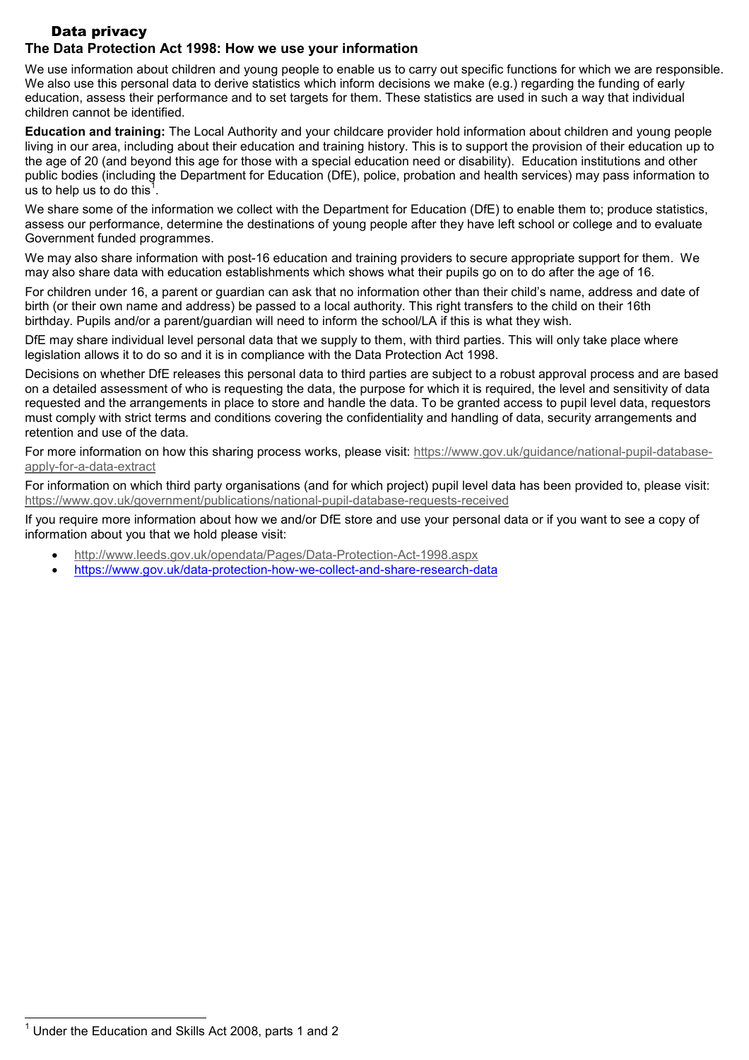## Data privacy

### The Data Protection Act 1998: How we use your information

We use information about children and young people to enable us to carry out specific functions for which we are responsible. We also use this personal data to derive statistics which inform decisions we make (e.g.) regarding the funding of early education, assess their performance and to set targets for them. These statistics are used in such a way that individual children cannot be identified.

**Education and training:** The Local Authority and your childcare provider hold information about children and young people living in our area, including about their education and training history. This is to support the provision of their education up to the age of 20 (and beyond this age for those with a special education need or disability). Education institutions and other public bodies (including the Department for Education (DfE), police, probation and health services) may pass information to us to help us to do this[1].

We share some of the information we collect with the Department for Education (DfE) to enable them to; produce statistics, assess our performance, determine the destinations of young people after they have left school or college and to evaluate Government funded programmes.

We may also share information with post-16 education and training providers to secure appropriate support for them. We may also share data with education establishments which shows what their pupils go on to do after the age of 16.

For children under 16, a parent or guardian can ask that no information other than their child's name, address and date of birth (or their own name and address) be passed to a local authority. This right transfers to the child on their 16th birthday. Pupils and/or a parent/guardian will need to inform the school/LA if this is what they wish.

DfE may share individual level personal data that we supply to them, with third parties. This will only take place where legislation allows it to do so and it is in compliance with the Data Protection Act 1998.

Decisions on whether DfE releases this personal data to third parties are subject to a robust approval process and are based on a detailed assessment of who is requesting the data, the purpose for which it is required, the level and sensitivity of data requested and the arrangements in place to store and handle the data. To be granted access to pupil level data, requestors must comply with strict terms and conditions covering the confidentiality and handling of data, security arrangements and retention and use of the data.

For more information on how this sharing process works, please visit: https://www.gov.uk/guidance/national-pupil-database-apply-for-a-data-extract

For information on which third party organisations (and for which project) pupil level data has been provided to, please visit: https://www.gov.uk/government/publications/national-pupil-database-requests-received

If you require more information about how we and/or DfE store and use your personal data or if you want to see a copy of information about you that we hold please visit:

- http://www.leeds.gov.uk/opendata/Pages/Data-Protection-Act-1998.aspx
- https://www.gov.uk/data-protection-how-we-collect-and-share-research-data

---

[1] Under the Education and Skills Act 2008, parts 1 and 2